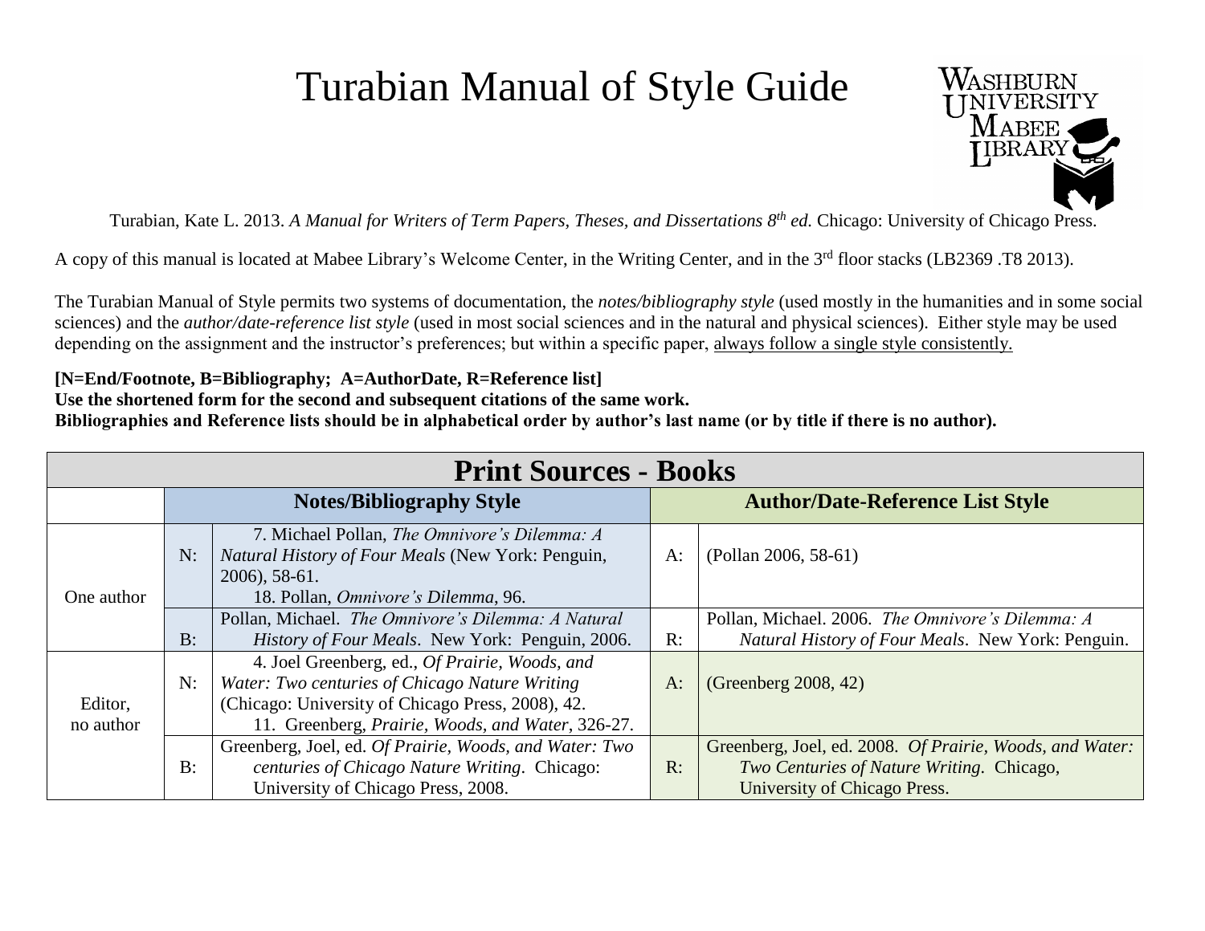# Turabian Manual of Style Guide

Turabian, Kate L. 2013. *A Manual for Writers of Term Papers, Theses, and Dissertations 8th ed.* Chicago: University of Chicago Press.

A copy of this manual is located at Mabee Library's Welcome Center, in the Writing Center, and in the 3rd floor stacks (LB2369 .T8 2013).

The Turabian Manual of Style permits two systems of documentation, the *notes/bibliography style* (used mostly in the humanities and in some social sciences) and the *author/date-reference list style* (used in most social sciences and in the natural and physical sciences). Either style may be used depending on the assignment and the instructor's preferences; but within a specific paper, always follow a single style consistently.

**[N=End/Footnote, B=Bibliography; A=AuthorDate, R=Reference list]**
**Use the shortened form for the second and subsequent citations of the same work.**
**Bibliographies and Reference lists should be in alphabetical order by author's last name (or by title if there is no author).**

| **Print Sources - Books** | | | | |
|---|---|---|---|---|
| | **Notes/Bibliography Style** | | **Author/Date-Reference List Style** | |
| One author | N: | 7. Michael Pollan, *The Omnivore's Dilemma: A Natural History of Four Meals* (New York: Penguin, 2006), 58-61.<br>18. Pollan, *Omnivore's Dilemma*, 96. | A: | (Pollan 2006, 58-61) |
| | B: | Pollan, Michael. *The Omnivore's Dilemma: A Natural History of Four Meals*. New York: Penguin, 2006. | R: | Pollan, Michael. 2006. *The Omnivore's Dilemma: A Natural History of Four Meals*. New York: Penguin. |
| Editor, no author | N: | 4. Joel Greenberg, ed., *Of Prairie, Woods, and Water: Two centuries of Chicago Nature Writing* (Chicago: University of Chicago Press, 2008), 42.<br>11. Greenberg, *Prairie, Woods, and Water*, 326-27. | A: | (Greenberg 2008, 42) |
| | B: | Greenberg, Joel, ed. *Of Prairie, Woods, and Water: Two centuries of Chicago Nature Writing*. Chicago: University of Chicago Press, 2008. | R: | Greenberg, Joel, ed. 2008. *Of Prairie, Woods, and Water: Two Centuries of Nature Writing*. Chicago, University of Chicago Press. |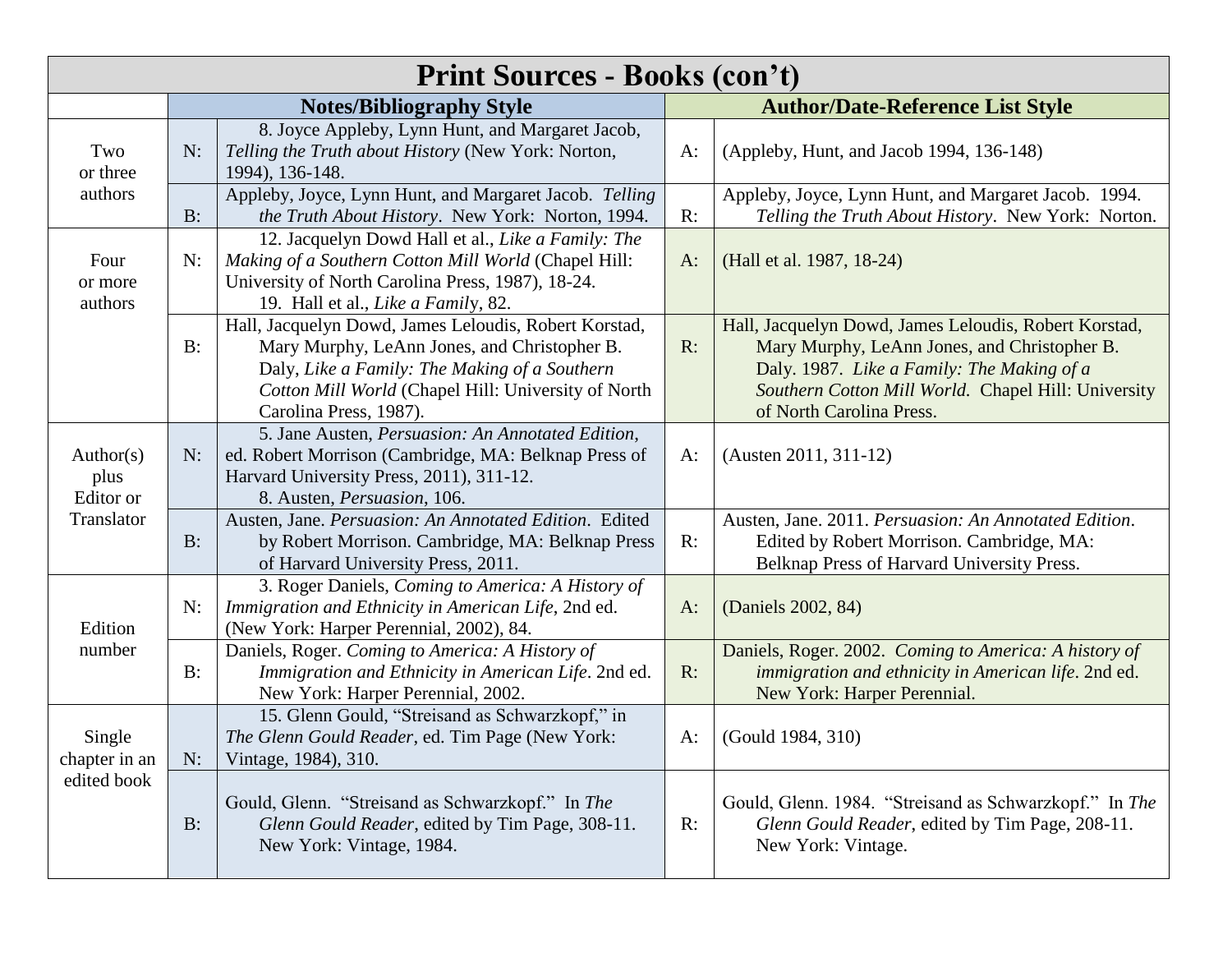# Print Sources - Books (con't)

| | | Notes/Bibliography Style | | Author/Date-Reference List Style |
|---|---|---|---|---|
| Two or three authors | N: | 8. Joyce Appleby, Lynn Hunt, and Margaret Jacob, *Telling the Truth about History* (New York: Norton, 1994), 136-148. | A: | (Appleby, Hunt, and Jacob 1994, 136-148) |
| | B: | Appleby, Joyce, Lynn Hunt, and Margaret Jacob. *Telling the Truth About History*. New York: Norton, 1994. | R: | Appleby, Joyce, Lynn Hunt, and Margaret Jacob. 1994. *Telling the Truth About History*. New York: Norton. |
| Four or more authors | N: | 12. Jacquelyn Dowd Hall et al., *Like a Family: The Making of a Southern Cotton Mill World* (Chapel Hill: University of North Carolina Press, 1987), 18-24.<br>19. Hall et al., *Like a Family*, 82. | A: | (Hall et al. 1987, 18-24) |
| | B: | Hall, Jacquelyn Dowd, James Leloudis, Robert Korstad, Mary Murphy, LeAnn Jones, and Christopher B. Daly, *Like a Family: The Making of a Southern Cotton Mill World* (Chapel Hill: University of North Carolina Press, 1987). | R: | Hall, Jacquelyn Dowd, James Leloudis, Robert Korstad, Mary Murphy, LeAnn Jones, and Christopher B. Daly. 1987. *Like a Family: The Making of a Southern Cotton Mill World.* Chapel Hill: University of North Carolina Press. |
| Author(s) plus Editor or Translator | N: | 5. Jane Austen, *Persuasion: An Annotated Edition*, ed. Robert Morrison (Cambridge, MA: Belknap Press of Harvard University Press, 2011), 311-12.<br>8. Austen, *Persuasion*, 106. | A: | (Austen 2011, 311-12) |
| | B: | Austen, Jane. *Persuasion: An Annotated Edition*. Edited by Robert Morrison. Cambridge, MA: Belknap Press of Harvard University Press, 2011. | R: | Austen, Jane. 2011. *Persuasion: An Annotated Edition*. Edited by Robert Morrison. Cambridge, MA: Belknap Press of Harvard University Press. |
| Edition number | N: | 3. Roger Daniels, *Coming to America: A History of Immigration and Ethnicity in American Life*, 2nd ed. (New York: Harper Perennial, 2002), 84. | A: | (Daniels 2002, 84) |
| | B: | Daniels, Roger. *Coming to America: A History of Immigration and Ethnicity in American Life*. 2nd ed. New York: Harper Perennial, 2002. | R: | Daniels, Roger. 2002. *Coming to America: A history of immigration and ethnicity in American life*. 2nd ed. New York: Harper Perennial. |
| Single chapter in an edited book | N: | 15. Glenn Gould, "Streisand as Schwarzkopf," in *The Glenn Gould Reader*, ed. Tim Page (New York: Vintage, 1984), 310. | A: | (Gould 1984, 310) |
| | B: | Gould, Glenn. "Streisand as Schwarzkopf." In *The Glenn Gould Reader*, edited by Tim Page, 308-11. New York: Vintage, 1984. | R: | Gould, Glenn. 1984. "Streisand as Schwarzkopf." In *The Glenn Gould Reader*, edited by Tim Page, 208-11. New York: Vintage. |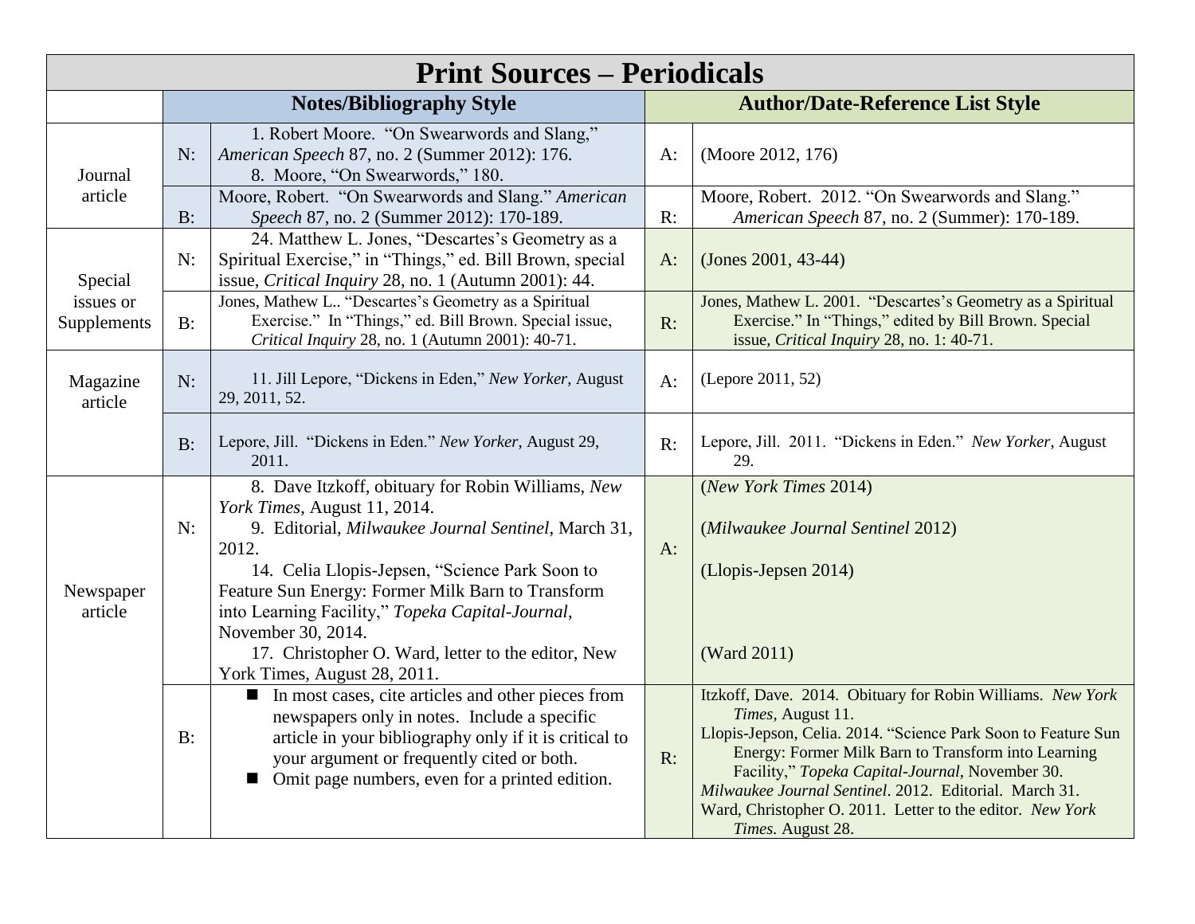# Print Sources – Periodicals

| | | Notes/Bibliography Style | | Author/Date-Reference List Style |
|---|---|---|---|---|
| Journal article | N: | 1. Robert Moore. "On Swearwords and Slang," *American Speech* 87, no. 2 (Summer 2012): 176.<br>8. Moore, "On Swearwords," 180. | A: | (Moore 2012, 176) |
| | B: | Moore, Robert. "On Swearwords and Slang." *American Speech* 87, no. 2 (Summer 2012): 170-189. | R: | Moore, Robert. 2012. "On Swearwords and Slang." *American Speech* 87, no. 2 (Summer): 170-189. |
| Special issues or Supplements | N: | 24. Matthew L. Jones, "Descartes's Geometry as a Spiritual Exercise," in "Things," ed. Bill Brown, special issue, *Critical Inquiry* 28, no. 1 (Autumn 2001): 44. | A: | (Jones 2001, 43-44) |
| | B: | Jones, Mathew L.. "Descartes's Geometry as a Spiritual Exercise." In "Things," ed. Bill Brown. Special issue, *Critical Inquiry* 28, no. 1 (Autumn 2001): 40-71. | R: | Jones, Mathew L. 2001. "Descartes's Geometry as a Spiritual Exercise." In "Things," edited by Bill Brown. Special issue, *Critical Inquiry* 28, no. 1: 40-71. |
| Magazine article | N: | 11. Jill Lepore, "Dickens in Eden," *New Yorker,* August 29, 2011, 52. | A: | (Lepore 2011, 52) |
| | B: | Lepore, Jill. "Dickens in Eden." *New Yorker*, August 29, 2011. | R: | Lepore, Jill. 2011. "Dickens in Eden." *New Yorker*, August 29. |
| Newspaper article | N: | 8. Dave Itzkoff, obituary for Robin Williams, *New York Times*, August 11, 2014.<br>9. Editorial, *Milwaukee Journal Sentinel*, March 31, 2012.<br>14. Celia Llopis-Jepsen, "Science Park Soon to Feature Sun Energy: Former Milk Barn to Transform into Learning Facility," *Topeka Capital-Journal*, November 30, 2014.<br>17. Christopher O. Ward, letter to the editor, New York Times, August 28, 2011. | A: | (*New York Times* 2014)<br><br>(*Milwaukee Journal Sentinel* 2012)<br><br>(Llopis-Jepsen 2014)<br><br>(Ward 2011) |
| | B: | ■ In most cases, cite articles and other pieces from newspapers only in notes. Include a specific article in your bibliography only if it is critical to your argument or frequently cited or both.<br>■ Omit page numbers, even for a printed edition. | R: | Itzkoff, Dave. 2014. Obituary for Robin Williams. *New York Times,* August 11.<br>Llopis-Jepson, Celia. 2014. "Science Park Soon to Feature Sun Energy: Former Milk Barn to Transform into Learning Facility," *Topeka Capital-Journal*, November 30.<br>*Milwaukee Journal Sentinel*. 2012. Editorial. March 31.<br>Ward, Christopher O. 2011. Letter to the editor. *New York Times.* August 28. |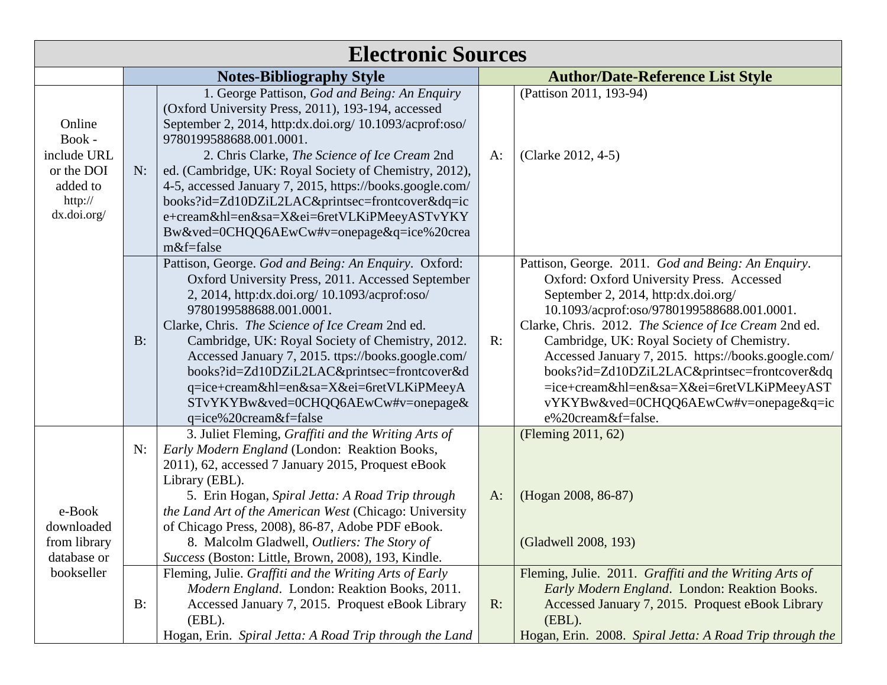# Electronic Sources

| | | Notes-Bibliography Style | | Author/Date-Reference List Style |
|---|---|---|---|---|
| Online Book - include URL or the DOI added to http://dx.doi.org/ | N: | 1. George Pattison, *God and Being: An Enquiry* (Oxford University Press, 2011), 193-194, accessed September 2, 2014, http:dx.doi.org/ 10.1093/acprof:oso/ 9780199588688.001.0001.<br>2. Chris Clarke, *The Science of Ice Cream* 2nd ed. (Cambridge, UK: Royal Society of Chemistry, 2012), 4-5, accessed January 7, 2015, https://books.google.com/ books?id=Zd10DZiL2LAC&printsec=frontcover&dq=ice+cream&hl=en&sa=X&ei=6retVLKiPMeeyASTvYKYBw&ved=0CHQQ6AEwCw#v=onepage&q=ice%20cream&f=false | A: | (Pattison 2011, 193-94)<br><br>(Clarke 2012, 4-5) |
| | B: | Pattison, George. *God and Being: An Enquiry*. Oxford: Oxford University Press, 2011. Accessed September 2, 2014, http:dx.doi.org/ 10.1093/acprof:oso/ 9780199588688.001.0001.<br>Clarke, Chris. *The Science of Ice Cream* 2nd ed. Cambridge, UK: Royal Society of Chemistry, 2012. Accessed January 7, 2015. ttps://books.google.com/ books?id=Zd10DZiL2LAC&printsec=frontcover&dq=ice+cream&hl=en&sa=X&ei=6retVLKiPMeeyASTvYKYBw&ved=0CHQQ6AEwCw#v=onepage&q=ice%20cream&f=false | R: | Pattison, George. 2011. *God and Being: An Enquiry*. Oxford: Oxford University Press. Accessed September 2, 2014, http:dx.doi.org/ 10.1093/acprof:oso/9780199588688.001.0001.<br>Clarke, Chris. 2012. *The Science of Ice Cream* 2nd ed. Cambridge, UK: Royal Society of Chemistry. Accessed January 7, 2015. https://books.google.com/ books?id=Zd10DZiL2LAC&printsec=frontcover&dq=ice+cream&hl=en&sa=X&ei=6retVLKiPMeeyASTvYKYBw&ved=0CHQQ6AEwCw#v=onepage&q=ice%20cream&f=false. |
| e-Book downloaded from library database or bookseller | N: | 3. Juliet Fleming, *Graffiti and the Writing Arts of Early Modern England* (London: Reaktion Books, 2011), 62, accessed 7 January 2015, Proquest eBook Library (EBL).<br>5. Erin Hogan, *Spiral Jetta: A Road Trip through the Land Art of the American West* (Chicago: University of Chicago Press, 2008), 86-87, Adobe PDF eBook.<br>8. Malcolm Gladwell, *Outliers: The Story of Success* (Boston: Little, Brown, 2008), 193, Kindle. | A: | (Fleming 2011, 62)<br><br>(Hogan 2008, 86-87)<br><br>(Gladwell 2008, 193) |
| | B: | Fleming, Julie. *Graffiti and the Writing Arts of Early Modern England*. London: Reaktion Books, 2011. Accessed January 7, 2015. Proquest eBook Library (EBL).<br>Hogan, Erin. *Spiral Jetta: A Road Trip through the Land* | R: | Fleming, Julie. 2011. *Graffiti and the Writing Arts of Early Modern England*. London: Reaktion Books. Accessed January 7, 2015. Proquest eBook Library (EBL).<br>Hogan, Erin. 2008. *Spiral Jetta: A Road Trip through the* |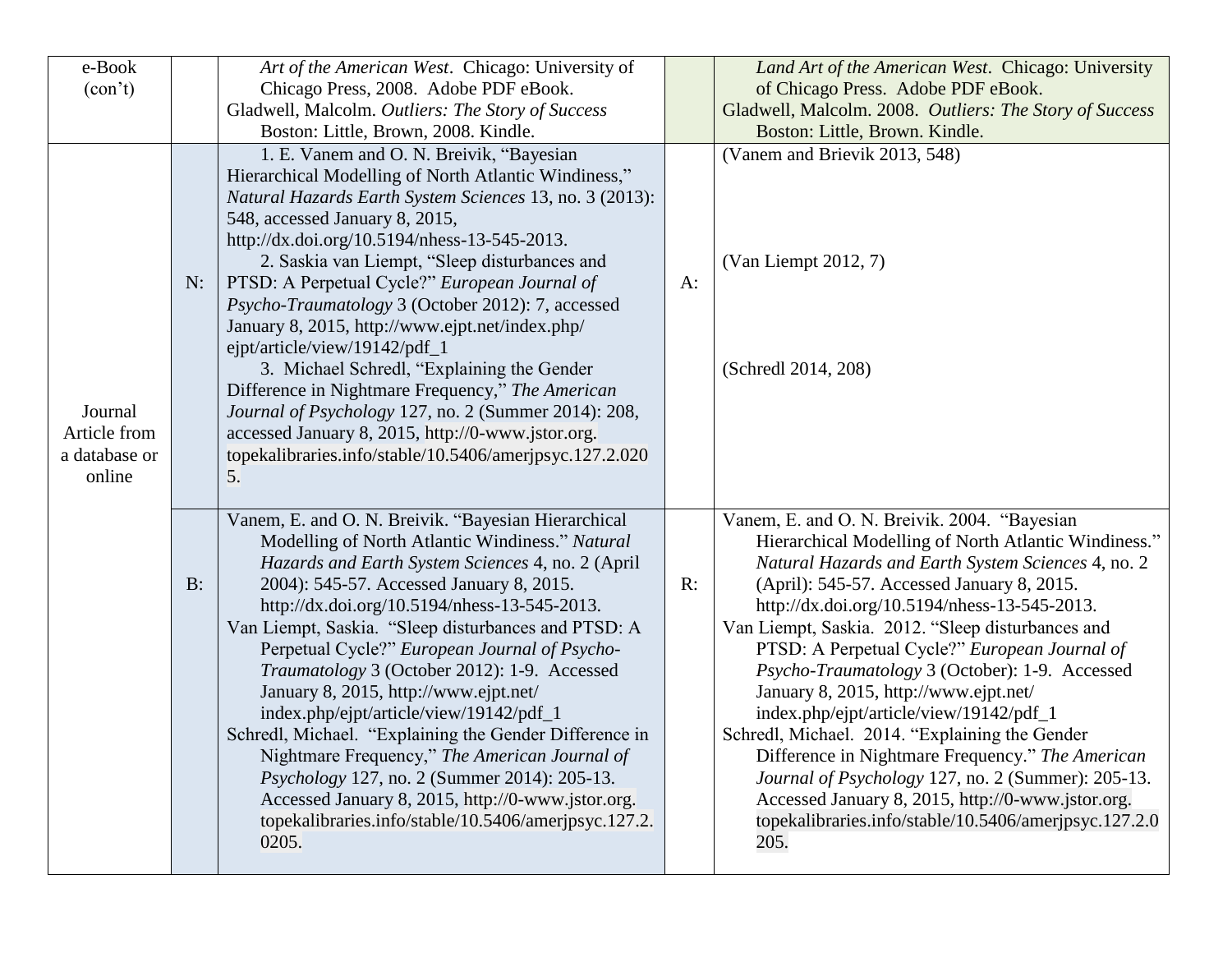| | | | | |
|---|---|---|---|---|
| e-Book (con't) | | *Art of the American West*. Chicago: University of Chicago Press, 2008. Adobe PDF eBook.<br>Gladwell, Malcolm. *Outliers: The Story of Success* Boston: Little, Brown, 2008. Kindle. | | *Land Art of the American West*. Chicago: University of Chicago Press. Adobe PDF eBook.<br>Gladwell, Malcolm. 2008. *Outliers: The Story of Success* Boston: Little, Brown. Kindle. |
| Journal Article from a database or online | N: | 1. E. Vanem and O. N. Breivik, "Bayesian Hierarchical Modelling of North Atlantic Windiness," *Natural Hazards Earth System Sciences* 13, no. 3 (2013): 548, accessed January 8, 2015, http://dx.doi.org/10.5194/nhess-13-545-2013.<br>2. Saskia van Liempt, "Sleep disturbances and PTSD: A Perpetual Cycle?" *European Journal of Psycho-Traumatology* 3 (October 2012): 7, accessed January 8, 2015, http://www.ejpt.net/index.php/ejpt/article/view/19142/pdf_1<br>3. Michael Schredl, "Explaining the Gender Difference in Nightmare Frequency," *The American Journal of Psychology* 127, no. 2 (Summer 2014): 208, accessed January 8, 2015, http://0-www.jstor.org.topekalibraries.info/stable/10.5406/amerjpsyc.127.2.0205. | A: | (Vanem and Brievik 2013, 548)<br><br>(Van Liempt 2012, 7)<br><br>(Schredl 2014, 208) |
| | B: | Vanem, E. and O. N. Breivik. "Bayesian Hierarchical Modelling of North Atlantic Windiness." *Natural Hazards and Earth System Sciences* 4, no. 2 (April 2004): 545-57. Accessed January 8, 2015. http://dx.doi.org/10.5194/nhess-13-545-2013.<br>Van Liempt, Saskia. "Sleep disturbances and PTSD: A Perpetual Cycle?" *European Journal of Psycho-Traumatology* 3 (October 2012): 1-9. Accessed January 8, 2015, http://www.ejpt.net/index.php/ejpt/article/view/19142/pdf_1<br>Schredl, Michael. "Explaining the Gender Difference in Nightmare Frequency," *The American Journal of Psychology* 127, no. 2 (Summer 2014): 205-13. Accessed January 8, 2015, http://0-www.jstor.org.topekalibraries.info/stable/10.5406/amerjpsyc.127.2.0205. | R: | Vanem, E. and O. N. Breivik. 2004. "Bayesian Hierarchical Modelling of North Atlantic Windiness." *Natural Hazards and Earth System Sciences* 4, no. 2 (April): 545-57. Accessed January 8, 2015. http://dx.doi.org/10.5194/nhess-13-545-2013.<br>Van Liempt, Saskia. 2012. "Sleep disturbances and PTSD: A Perpetual Cycle?" *European Journal of Psycho-Traumatology* 3 (October): 1-9. Accessed January 8, 2015, http://www.ejpt.net/index.php/ejpt/article/view/19142/pdf_1<br>Schredl, Michael. 2014. "Explaining the Gender Difference in Nightmare Frequency." *The American Journal of Psychology* 127, no. 2 (Summer): 205-13. Accessed January 8, 2015, http://0-www.jstor.org.topekalibraries.info/stable/10.5406/amerjpsyc.127.2.0205. |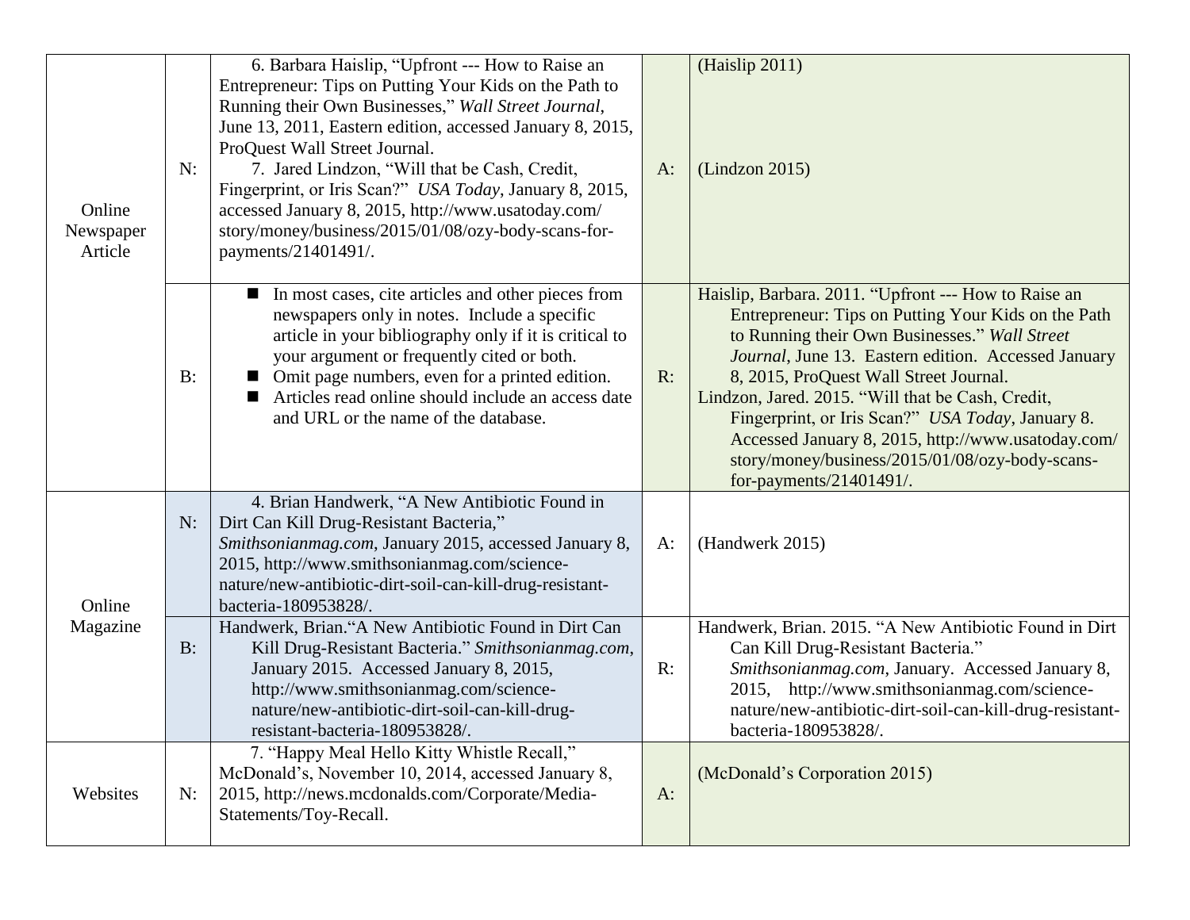| | | | | |
|---|---|---|---|---|
| Online Newspaper Article | N: | 6. Barbara Haislip, "Upfront --- How to Raise an Entrepreneur: Tips on Putting Your Kids on the Path to Running their Own Businesses," *Wall Street Journal*, June 13, 2011, Eastern edition, accessed January 8, 2015, ProQuest Wall Street Journal.<br>7. Jared Lindzon, "Will that be Cash, Credit, Fingerprint, or Iris Scan?" *USA Today*, January 8, 2015, accessed January 8, 2015, http://www.usatoday.com/story/money/business/2015/01/08/ozy-body-scans-for-payments/21401491/. | A: | (Haislip 2011)<br><br>(Lindzon 2015) |
| | B: | ■ In most cases, cite articles and other pieces from newspapers only in notes. Include a specific article in your bibliography only if it is critical to your argument or frequently cited or both.<br>■ Omit page numbers, even for a printed edition.<br>■ Articles read online should include an access date and URL or the name of the database. | R: | Haislip, Barbara. 2011. "Upfront --- How to Raise an Entrepreneur: Tips on Putting Your Kids on the Path to Running their Own Businesses." *Wall Street Journal*, June 13. Eastern edition. Accessed January 8, 2015, ProQuest Wall Street Journal.<br>Lindzon, Jared. 2015. "Will that be Cash, Credit, Fingerprint, or Iris Scan?" *USA Today*, January 8. Accessed January 8, 2015, http://www.usatoday.com/story/money/business/2015/01/08/ozy-body-scans-for-payments/21401491/. |
| Online Magazine | N: | 4. Brian Handwerk, "A New Antibiotic Found in Dirt Can Kill Drug-Resistant Bacteria," *Smithsonianmag.com*, January 2015, accessed January 8, 2015, http://www.smithsonianmag.com/science-nature/new-antibiotic-dirt-soil-can-kill-drug-resistant-bacteria-180953828/. | A: | (Handwerk 2015) |
| | B: | Handwerk, Brian."A New Antibiotic Found in Dirt Can Kill Drug-Resistant Bacteria." *Smithsonianmag.com*, January 2015. Accessed January 8, 2015, http://www.smithsonianmag.com/science-nature/new-antibiotic-dirt-soil-can-kill-drug-resistant-bacteria-180953828/. | R: | Handwerk, Brian. 2015. "A New Antibiotic Found in Dirt Can Kill Drug-Resistant Bacteria." *Smithsonianmag.com*, January. Accessed January 8, 2015, http://www.smithsonianmag.com/science-nature/new-antibiotic-dirt-soil-can-kill-drug-resistant-bacteria-180953828/. |
| Websites | N: | 7. "Happy Meal Hello Kitty Whistle Recall," McDonald's, November 10, 2014, accessed January 8, 2015, http://news.mcdonalds.com/Corporate/Media-Statements/Toy-Recall. | A: | (McDonald's Corporation 2015) |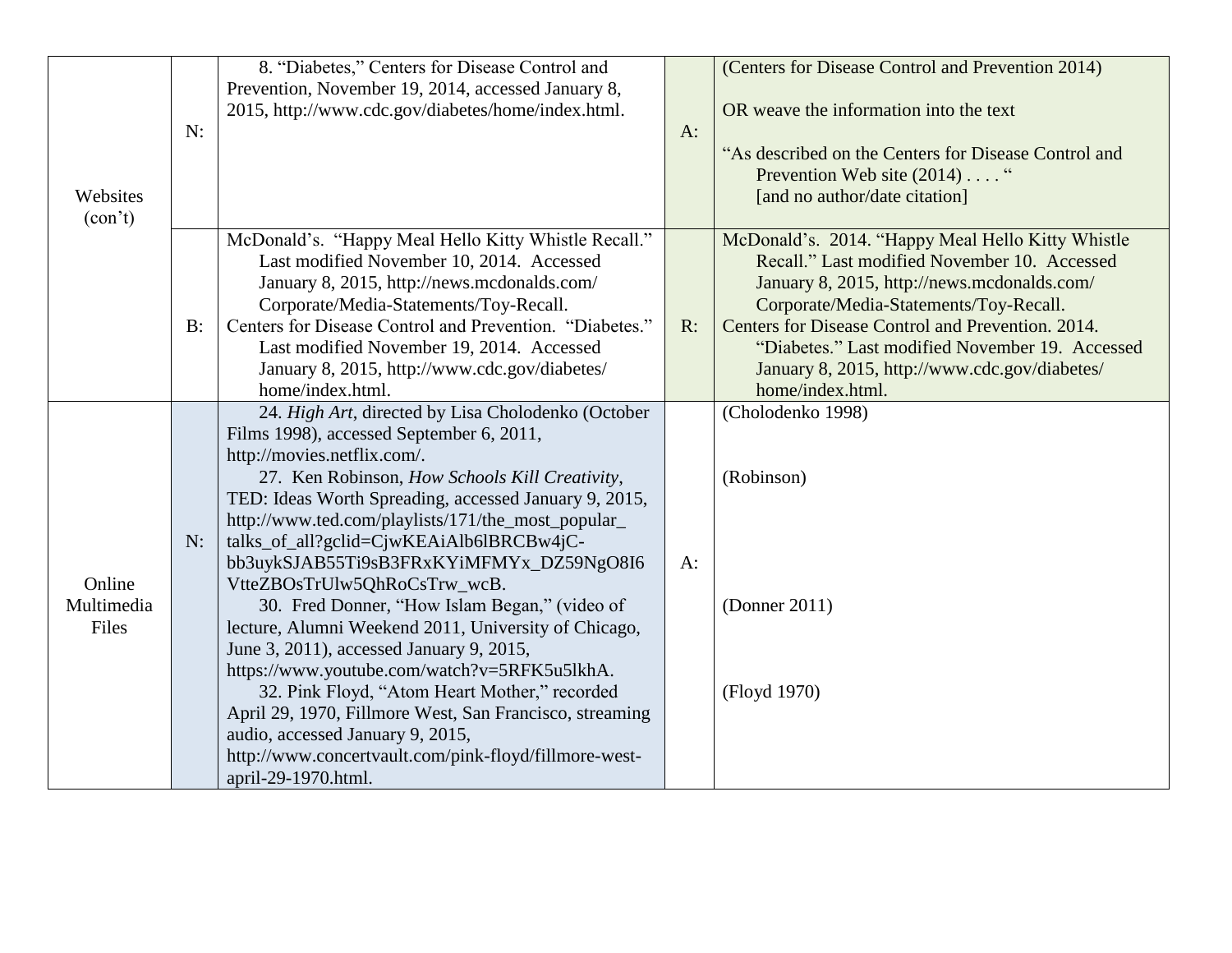| | | | | |
|---|---|---|---|---|
| Websites (con't) | N: | 8. "Diabetes," Centers for Disease Control and Prevention, November 19, 2014, accessed January 8, 2015, http://www.cdc.gov/diabetes/home/index.html. | A: | (Centers for Disease Control and Prevention 2014)<br><br>OR weave the information into the text<br><br>"As described on the Centers for Disease Control and Prevention Web site (2014) . . . . "<br>[and no author/date citation] |
| | B: | McDonald's. "Happy Meal Hello Kitty Whistle Recall." Last modified November 10, 2014. Accessed January 8, 2015, http://news.mcdonalds.com/ Corporate/Media-Statements/Toy-Recall.<br>Centers for Disease Control and Prevention. "Diabetes." Last modified November 19, 2014. Accessed January 8, 2015, http://www.cdc.gov/diabetes/ home/index.html. | R: | McDonald's. 2014. "Happy Meal Hello Kitty Whistle Recall." Last modified November 10. Accessed January 8, 2015, http://news.mcdonalds.com/ Corporate/Media-Statements/Toy-Recall.<br>Centers for Disease Control and Prevention. 2014. "Diabetes." Last modified November 19. Accessed January 8, 2015, http://www.cdc.gov/diabetes/ home/index.html. |
| Online Multimedia Files | N: | 24. *High Art*, directed by Lisa Cholodenko (October Films 1998), accessed September 6, 2011, http://movies.netflix.com/.<br>27. Ken Robinson, *How Schools Kill Creativity*, TED: Ideas Worth Spreading, accessed January 9, 2015, http://www.ted.com/playlists/171/the_most_popular_ talks_of_all?gclid=CjwKEAiAlb6lBRCBw4jC-bb3uykSJAB55Ti9sB3FRxKYiMFMYx_DZ59NgO8I6VtteZBOsTrUlw5QhRoCsTrw_wcB.<br>30. Fred Donner, "How Islam Began," (video of lecture, Alumni Weekend 2011, University of Chicago, June 3, 2011), accessed January 9, 2015, https://www.youtube.com/watch?v=5RFK5u5lkhA.<br>32. Pink Floyd, "Atom Heart Mother," recorded April 29, 1970, Fillmore West, San Francisco, streaming audio, accessed January 9, 2015, http://www.concertvault.com/pink-floyd/fillmore-west-april-29-1970.html. | A: | (Cholodenko 1998)<br><br>(Robinson)<br><br>(Donner 2011)<br><br>(Floyd 1970) |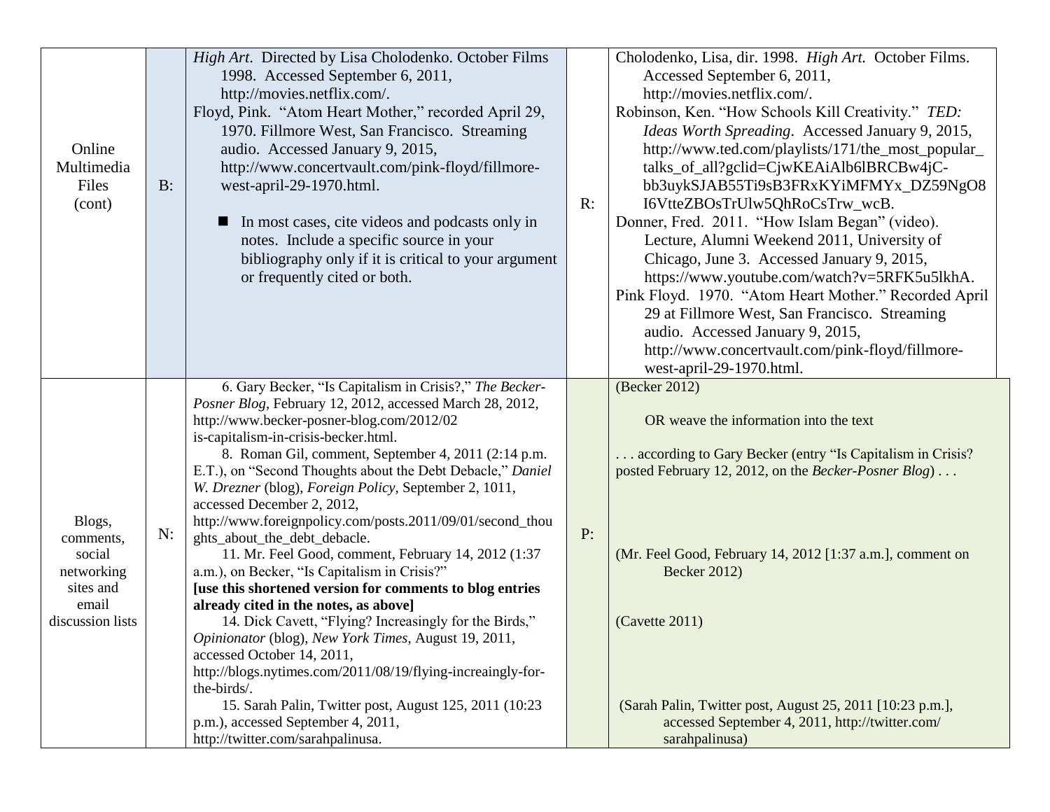| Online Multimedia Files (cont) | B: | *High Art*. Directed by Lisa Cholodenko. October Films 1998. Accessed September 6, 2011, http://movies.netflix.com/.<br>Floyd, Pink. "Atom Heart Mother," recorded April 29, 1970. Fillmore West, San Francisco. Streaming audio. Accessed January 9, 2015, http://www.concertvault.com/pink-floyd/fillmore-west-april-29-1970.html.<br><br>■ In most cases, cite videos and podcasts only in notes. Include a specific source in your bibliography only if it is critical to your argument or frequently cited or both. | R: | Cholodenko, Lisa, dir. 1998. *High Art.* October Films. Accessed September 6, 2011, http://movies.netflix.com/.<br>Robinson, Ken. "How Schools Kill Creativity." *TED: Ideas Worth Spreading*. Accessed January 9, 2015, http://www.ted.com/playlists/171/the_most_popular_talks_of_all?gclid=CjwKEAiAlb6lBRCBw4jC-bb3uykSJAB55Ti9sB3FRxKYiMFMYx_DZ59NgO8I6VtteZBOsTrUlw5QhRoCsTrw_wcB.<br>Donner, Fred. 2011. "How Islam Began" (video). Lecture, Alumni Weekend 2011, University of Chicago, June 3. Accessed January 9, 2015, https://www.youtube.com/watch?v=5RFK5u5lkhA.<br>Pink Floyd. 1970. "Atom Heart Mother." Recorded April 29 at Fillmore West, San Francisco. Streaming audio. Accessed January 9, 2015, http://www.concertvault.com/pink-floyd/fillmore-west-april-29-1970.html. |
|---|---|---|---|---|
| Blogs, comments, social networking sites and email discussion lists | N: | 6. Gary Becker, "Is Capitalism in Crisis?," *The Becker-Posner Blog*, February 12, 2012, accessed March 28, 2012, http://www.becker-posner-blog.com/2012/02 is-capitalism-in-crisis-becker.html.<br>8. Roman Gil, comment, September 4, 2011 (2:14 p.m. E.T.), on "Second Thoughts about the Debt Debacle," *Daniel W. Drezner* (blog), *Foreign Policy*, September 2, 1011, accessed December 2, 2012, http://www.foreignpolicy.com/posts.2011/09/01/second_thoughts_about_the_debt_debacle.<br>11. Mr. Feel Good, comment, February 14, 2012 (1:37 a.m.), on Becker, "Is Capitalism in Crisis?"<br>**[use this shortened version for comments to blog entries already cited in the notes, as above]**<br>14. Dick Cavett, "Flying? Increasingly for the Birds," *Opinionator* (blog), *New York Times*, August 19, 2011, accessed October 14, 2011, http://blogs.nytimes.com/2011/08/19/flying-increaingly-for-the-birds/.<br>15. Sarah Palin, Twitter post, August 125, 2011 (10:23 p.m.), accessed September 4, 2011, http://twitter.com/sarahpalinusa. | P: | (Becker 2012)<br><br>OR weave the information into the text<br><br>. . . according to Gary Becker (entry "Is Capitalism in Crisis? posted February 12, 2012, on the *Becker-Posner Blog*) . . .<br><br>(Mr. Feel Good, February 14, 2012 [1:37 a.m.], comment on Becker 2012)<br><br>(Cavette 2011)<br><br>(Sarah Palin, Twitter post, August 25, 2011 [10:23 p.m.], accessed September 4, 2011, http://twitter.com/ sarahpalinusa) |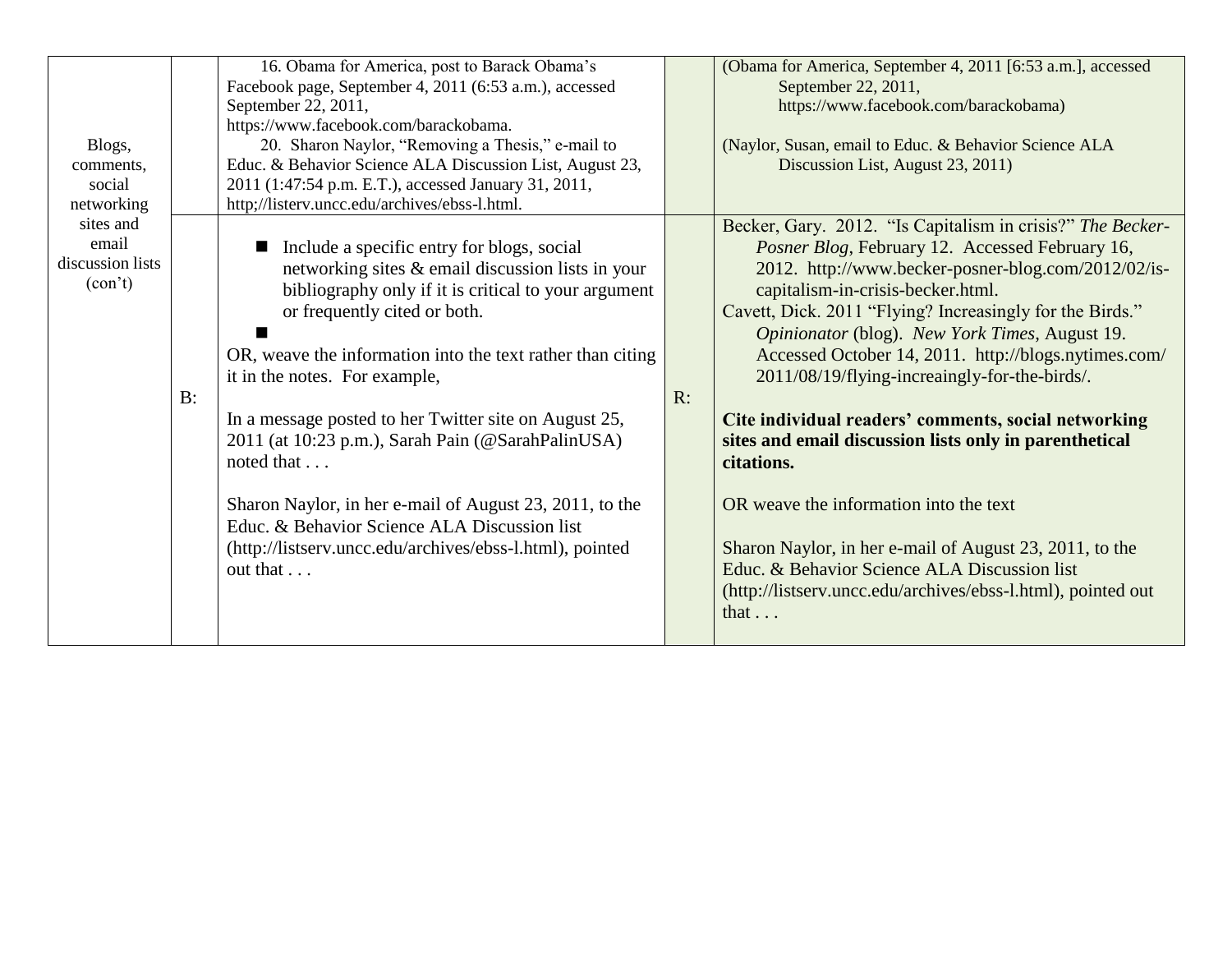| | | | | |
|---|---|---|---|---|
| Blogs, comments, social networking sites and email discussion lists (con't) | | 16. Obama for America, post to Barack Obama's Facebook page, September 4, 2011 (6:53 a.m.), accessed September 22, 2011, https://www.facebook.com/barackobama.<br>20. Sharon Naylor, "Removing a Thesis," e-mail to Educ. & Behavior Science ALA Discussion List, August 23, 2011 (1:47:54 p.m. E.T.), accessed January 31, 2011, http;//listerv.uncc.edu/archives/ebss-l.html. | | (Obama for America, September 4, 2011 [6:53 a.m.], accessed September 22, 2011, https://www.facebook.com/barackobama)<br><br>(Naylor, Susan, email to Educ. & Behavior Science ALA Discussion List, August 23, 2011) |
| | B: | ■ Include a specific entry for blogs, social networking sites & email discussion lists in your bibliography only if it is critical to your argument or frequently cited or both.<br>■<br>OR, weave the information into the text rather than citing it in the notes. For example,<br><br>In a message posted to her Twitter site on August 25, 2011 (at 10:23 p.m.), Sarah Pain (@SarahPalinUSA) noted that . . .<br><br>Sharon Naylor, in her e-mail of August 23, 2011, to the Educ. & Behavior Science ALA Discussion list (http://listserv.uncc.edu/archives/ebss-l.html), pointed out that . . . | R: | Becker, Gary. 2012. "Is Capitalism in crisis?" *The Becker-Posner Blog*, February 12. Accessed February 16, 2012. http://www.becker-posner-blog.com/2012/02/is-capitalism-in-crisis-becker.html.<br>Cavett, Dick. 2011 "Flying? Increasingly for the Birds." *Opinionator* (blog). *New York Times*, August 19. Accessed October 14, 2011. http://blogs.nytimes.com/2011/08/19/flying-increaingly-for-the-birds/.<br><br>**Cite individual readers' comments, social networking sites and email discussion lists only in parenthetical citations.**<br><br>OR weave the information into the text<br><br>Sharon Naylor, in her e-mail of August 23, 2011, to the Educ. & Behavior Science ALA Discussion list (http://listserv.uncc.edu/archives/ebss-l.html), pointed out that . . . |